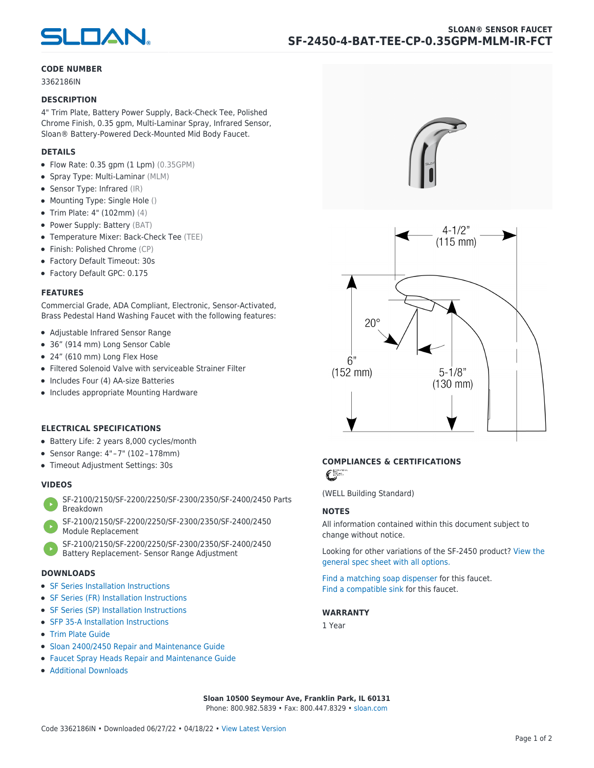SLOAN® SENSOR FAUCET

# SF-2450-4-BAT-TEE-CP-0.35GPM-MLM-IR-FCT

## CODE NUMBER

3362186IN

## DESCRIPTION

4" Trim Plate, Battery Power Supply, Back-Check Tee, Polished Chrome Finish, 0.35 gpm, Multi-Laminar Spray, Infrared Sensor, Sloan® Battery-Powered Deck-Mounted Mid Body Faucet.

## DETAILS

- Flow Rate: 0.35 gpm (1 Lpm) (0.35GPM)
- Spray Type: Multi-Laminar (MLM)
- Sensor Type: Infrared (IR)
- Mounting Type: Single Hole ()
- Trim Plate: 4" (102mm) (4)
- Power Supply: Battery (BAT)
- Temperature Mixer: Back-Check Tee (TEE)
- Finish: Polished Chrome (CP)
- Factory Default Timeout: 30s
- Factory Default GPC: 0.175

## FEATURES

Commercial Grade, ADA Compliant, Electronic, Sensor-Activated, Brass Pedestal Hand Washing Faucet with the following features:

- Adjustable Infrared Sensor Range
- 36" (914 mm) Long Sensor Cable
- 24" (610 mm) Long Flex Hose
- Filtered Solenoid Valve with serviceable Strainer Filter
- Includes Four (4) AA-size Batteries
- Includes appropriate Mounting Hardware

## ELECTRICAL SPECIFICATIONS

- Battery Life: 2 years 8,000 cycles/month
- Sensor Range: 4"–7" (102–178mm)
- Timeout Adjustment Settings: 30s

## VIDEOS

- SF-2100/2150/SF-2200/2250/SF-2300/2350/SF-2400/2450 Parts Breakdown
- SF-2100/2150/SF-2200/2250/SF-2300/2350/SF-2400/2450 Module Replacement
- SF-2100/2150/SF-2200/2250/SF-2300/2350/SF-2400/2450 Battery Replacement- Sensor Range Adjustment

## DOWNLOADS

- SF Series Installation Instructions
- SF Series (FR) Installation Instructions
- SF Series (SP) Installation Instructions
- SFP 35-A Installation Instructions
- Trim Plate Guide
- Sloan 2400/2450 Repair and Maintenance Guide
- Faucet Spray Heads Repair and Maintenance Guide
- Additional Downloads

4-1/2" (115 mm)

20°

6" (152 mm)

5-1/8" (130 mm)

## COMPLIANCES & CERTIFICATIONS

(WELL Building Standard)

## NOTES

All information contained within this document subject to change without notice.

Looking for other variations of the SF-2450 product? View the general spec sheet with all options.

Find a matching soap dispenser for this faucet.
Find a compatible sink for this faucet.

## WARRANTY

1 Year

**Sloan 10500 Seymour Ave, Franklin Park, IL 60131**
Phone: 800.982.5839 • Fax: 800.447.8329 • sloan.com

Code 3362186IN • Downloaded 06/27/22 • 04/18/22 • View Latest Version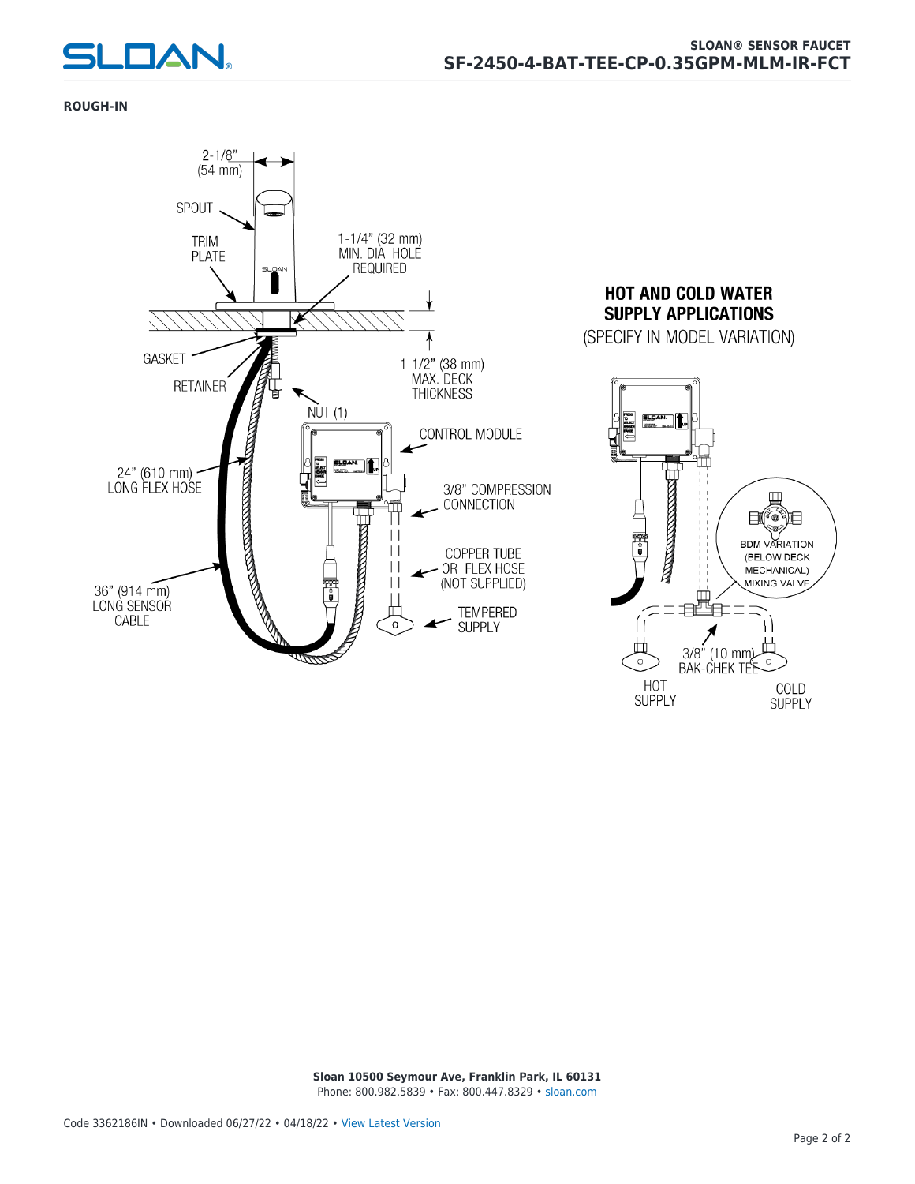**ROUGH-IN**

2-1/8"
(54 mm)

SPOUT

TRIM
PLATE

1-1/4" (32 mm)
MIN. DIA. HOLE
REQUIRED

GASKET

RETAINER

1-1/2" (38 mm)
MAX. DECK
THICKNESS

NUT (1)

CONTROL MODULE

24" (610 mm)
LONG FLEX HOSE

3/8" COMPRESSION
CONNECTION

COPPER TUBE
OR FLEX HOSE
(NOT SUPPLIED)

36" (914 mm)
LONG SENSOR
CABLE

TEMPERED
SUPPLY

**HOT AND COLD WATER SUPPLY APPLICATIONS**
(SPECIFY IN MODEL VARIATION)

BDM VARIATION
(BELOW DECK
MECHANICAL)
MIXING VALVE

3/8" (10 mm)
BAK-CHEK TEE

HOT
SUPPLY

COLD
SUPPLY

**Sloan 10500 Seymour Ave, Franklin Park, IL 60131**
Phone: 800.982.5839 • Fax: 800.447.8329 • sloan.com

Code 3362186IN • Downloaded 06/27/22 • 04/18/22 • View Latest Version